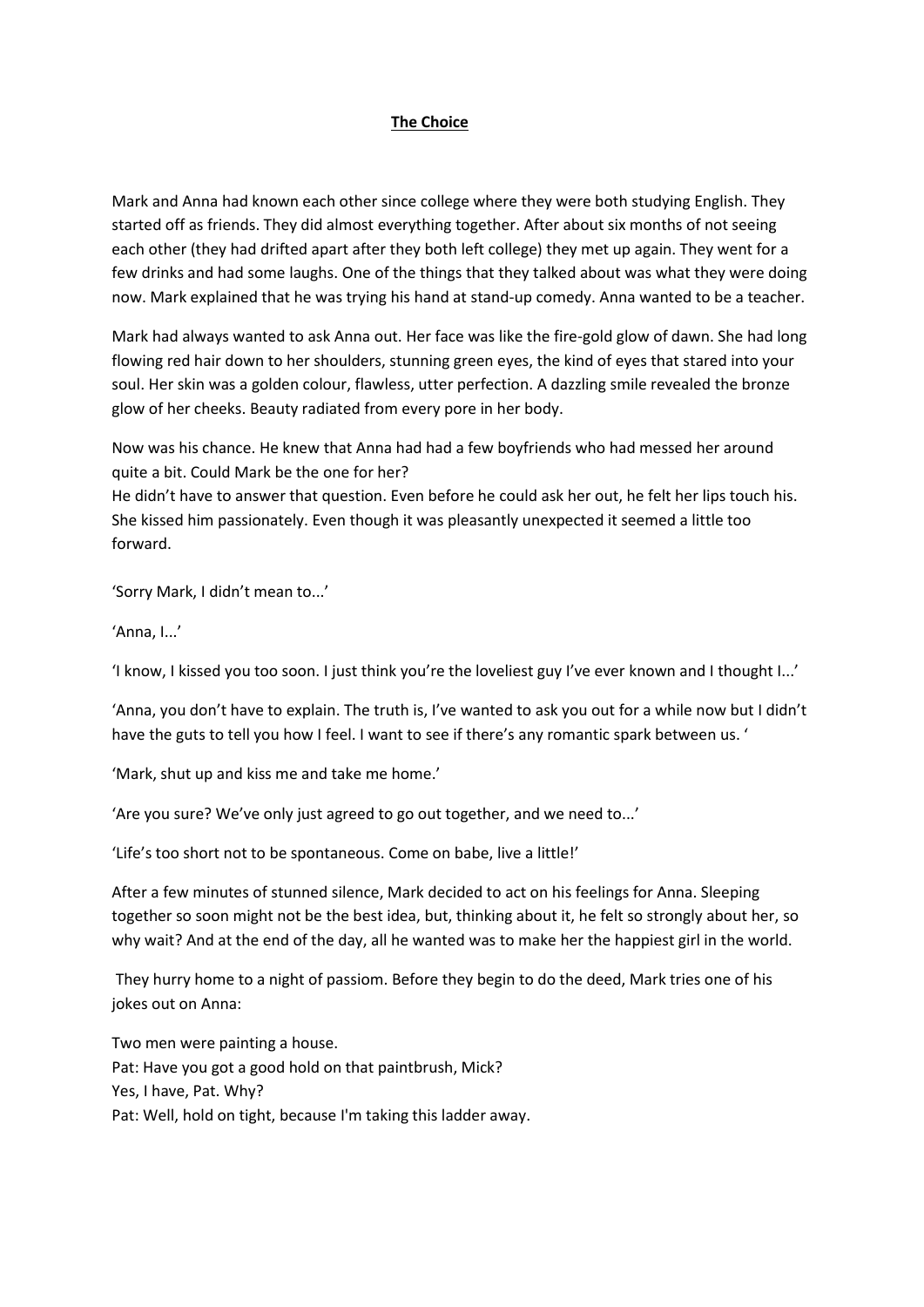**The Choice**

Mark and Anna had known each other since college where they were both studying English. They started off as friends. They did almost everything together. After about six months of not seeing each other (they had drifted apart after they both left college) they met up again. They went for a few drinks and had some laughs. One of the things that they talked about was what they were doing now. Mark explained that he was trying his hand at stand-up comedy. Anna wanted to be a teacher.

Mark had always wanted to ask Anna out. Her face was like the fire-gold glow of dawn. She had long flowing red hair down to her shoulders, stunning green eyes, the kind of eyes that stared into your soul. Her skin was a golden colour, flawless, utter perfection. A dazzling smile revealed the bronze glow of her cheeks. Beauty radiated from every pore in her body.

Now was his chance. He knew that Anna had had a few boyfriends who had messed her around quite a bit. Could Mark be the one for her?
He didn't have to answer that question. Even before he could ask her out, he felt her lips touch his. She kissed him passionately. Even though it was pleasantly unexpected it seemed a little too forward.

'Sorry Mark, I didn't mean to...'

'Anna, I...'

'I know, I kissed you too soon. I just think you're the loveliest guy I've ever known and I thought I...'

'Anna, you don't have to explain. The truth is, I've wanted to ask you out for a while now but I didn't have the guts to tell you how I feel. I want to see if there's any romantic spark between us. '

'Mark, shut up and kiss me and take me home.'

'Are you sure? We've only just agreed to go out together, and we need to...'

'Life's too short not to be spontaneous. Come on babe, live a little!'

After a few minutes of stunned silence, Mark decided to act on his feelings for Anna. Sleeping together so soon might not be the best idea, but, thinking about it, he felt so strongly about her, so why wait? And at the end of the day, all he wanted was to make her the happiest girl in the world.

They hurry home to a night of passiom. Before they begin to do the deed, Mark tries one of his jokes out on Anna:

Two men were painting a house.
Pat: Have you got a good hold on that paintbrush, Mick?
Yes, I have, Pat. Why?
Pat: Well, hold on tight, because I'm taking this ladder away.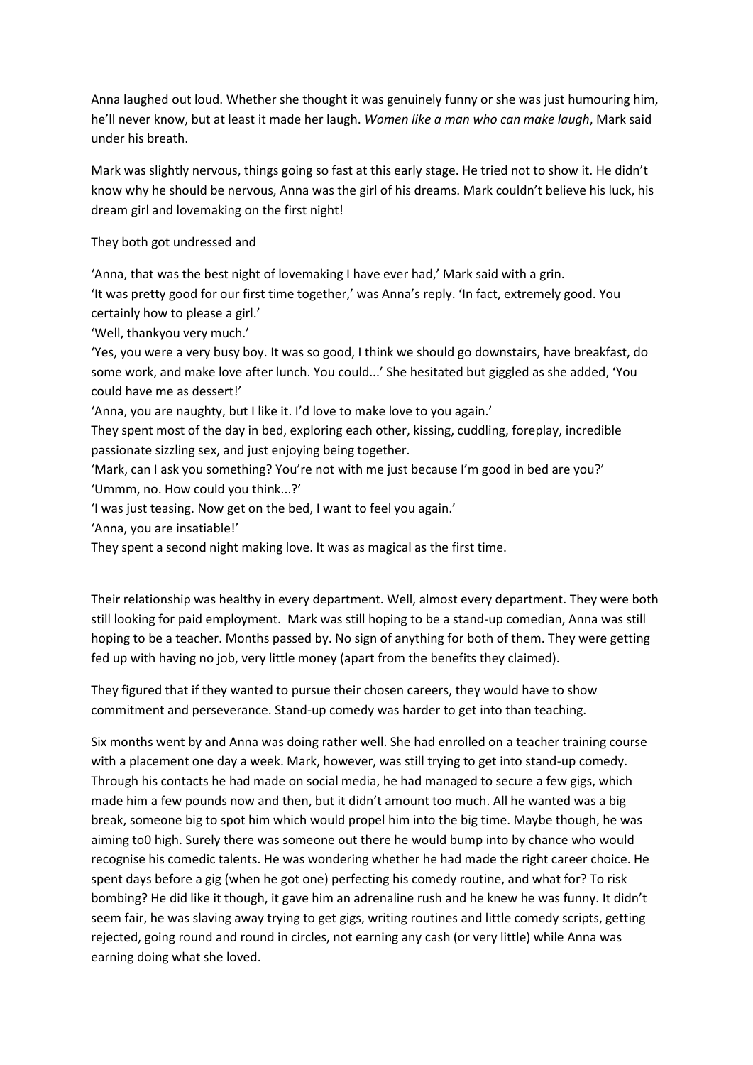Anna laughed out loud. Whether she thought it was genuinely funny or she was just humouring him, he'll never know, but at least it made her laugh. *Women like a man who can make laugh*, Mark said under his breath.

Mark was slightly nervous, things going so fast at this early stage. He tried not to show it. He didn't know why he should be nervous, Anna was the girl of his dreams. Mark couldn't believe his luck, his dream girl and lovemaking on the first night!

They both got undressed and

'Anna, that was the best night of lovemaking I have ever had,' Mark said with a grin.
'It was pretty good for our first time together,' was Anna's reply. 'In fact, extremely good. You certainly how to please a girl.'
'Well, thankyou very much.'
'Yes, you were a very busy boy. It was so good, I think we should go downstairs, have breakfast, do some work, and make love after lunch. You could...' She hesitated but giggled as she added, 'You could have me as dessert!'
'Anna, you are naughty, but I like it. I'd love to make love to you again.'
They spent most of the day in bed, exploring each other, kissing, cuddling, foreplay, incredible passionate sizzling sex, and just enjoying being together.
'Mark, can I ask you something? You're not with me just because I'm good in bed are you?'
'Ummm, no. How could you think...?'
'I was just teasing. Now get on the bed, I want to feel you again.'
'Anna, you are insatiable!'
They spent a second night making love. It was as magical as the first time.

Their relationship was healthy in every department. Well, almost every department. They were both still looking for paid employment. Mark was still hoping to be a stand-up comedian, Anna was still hoping to be a teacher. Months passed by. No sign of anything for both of them. They were getting fed up with having no job, very little money (apart from the benefits they claimed).

They figured that if they wanted to pursue their chosen careers, they would have to show commitment and perseverance. Stand-up comedy was harder to get into than teaching.

Six months went by and Anna was doing rather well. She had enrolled on a teacher training course with a placement one day a week. Mark, however, was still trying to get into stand-up comedy. Through his contacts he had made on social media, he had managed to secure a few gigs, which made him a few pounds now and then, but it didn't amount too much. All he wanted was a big break, someone big to spot him which would propel him into the big time. Maybe though, he was aiming to0 high. Surely there was someone out there he would bump into by chance who would recognise his comedic talents. He was wondering whether he had made the right career choice. He spent days before a gig (when he got one) perfecting his comedy routine, and what for? To risk bombing? He did like it though, it gave him an adrenaline rush and he knew he was funny. It didn't seem fair, he was slaving away trying to get gigs, writing routines and little comedy scripts, getting rejected, going round and round in circles, not earning any cash (or very little) while Anna was earning doing what she loved.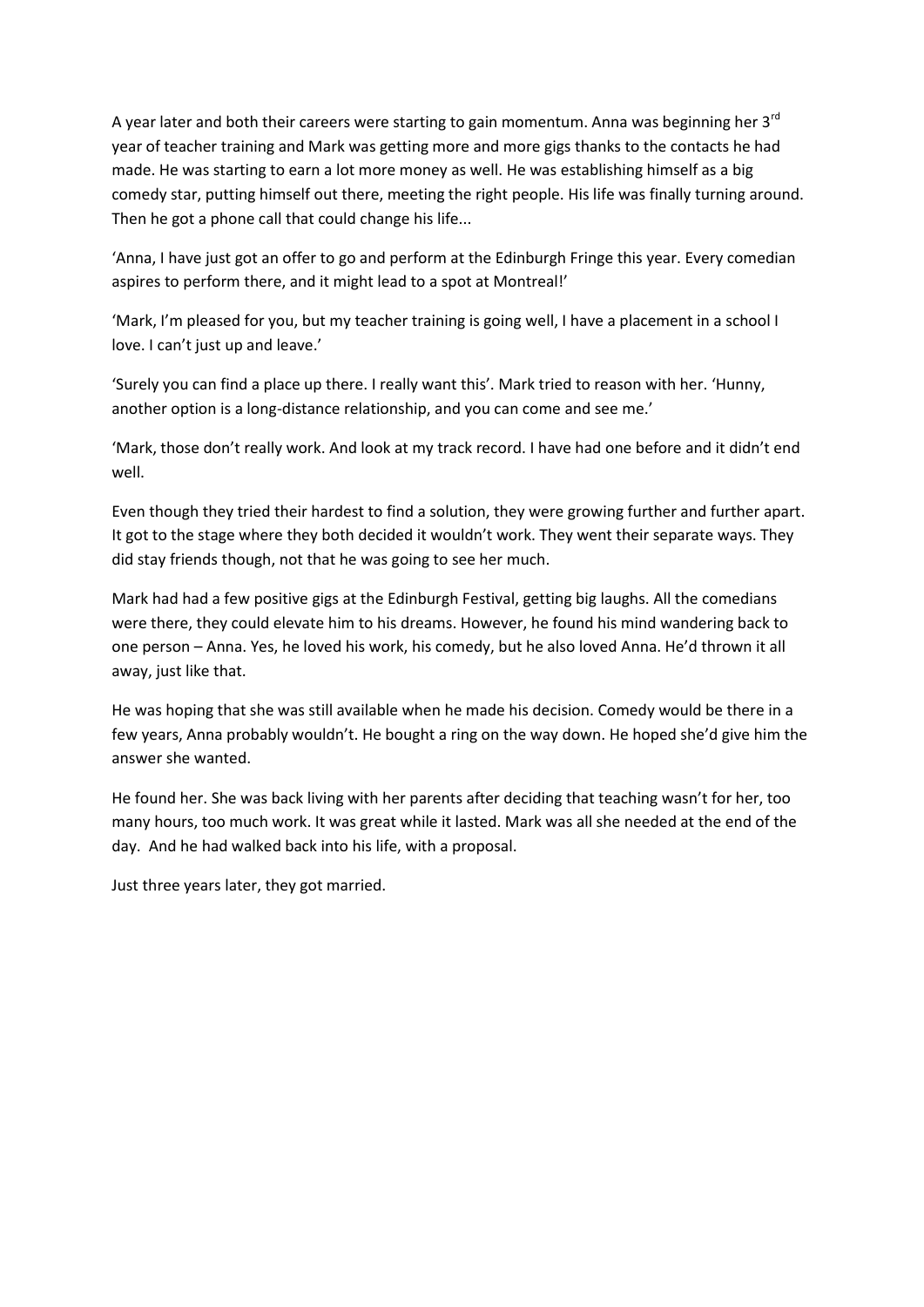A year later and both their careers were starting to gain momentum. Anna was beginning her 3rd year of teacher training and Mark was getting more and more gigs thanks to the contacts he had made. He was starting to earn a lot more money as well. He was establishing himself as a big comedy star, putting himself out there, meeting the right people. His life was finally turning around. Then he got a phone call that could change his life...

'Anna, I have just got an offer to go and perform at the Edinburgh Fringe this year. Every comedian aspires to perform there, and it might lead to a spot at Montreal!'

'Mark, I'm pleased for you, but my teacher training is going well, I have a placement in a school I love. I can't just up and leave.'

'Surely you can find a place up there. I really want this'. Mark tried to reason with her. 'Hunny, another option is a long-distance relationship, and you can come and see me.'

'Mark, those don't really work. And look at my track record. I have had one before and it didn't end well.

Even though they tried their hardest to find a solution, they were growing further and further apart. It got to the stage where they both decided it wouldn't work. They went their separate ways. They did stay friends though, not that he was going to see her much.

Mark had had a few positive gigs at the Edinburgh Festival, getting big laughs. All the comedians were there, they could elevate him to his dreams. However, he found his mind wandering back to one person – Anna. Yes, he loved his work, his comedy, but he also loved Anna. He'd thrown it all away, just like that.

He was hoping that she was still available when he made his decision. Comedy would be there in a few years, Anna probably wouldn't. He bought a ring on the way down. He hoped she'd give him the answer she wanted.

He found her. She was back living with her parents after deciding that teaching wasn't for her, too many hours, too much work. It was great while it lasted. Mark was all she needed at the end of the day. And he had walked back into his life, with a proposal.

Just three years later, they got married.